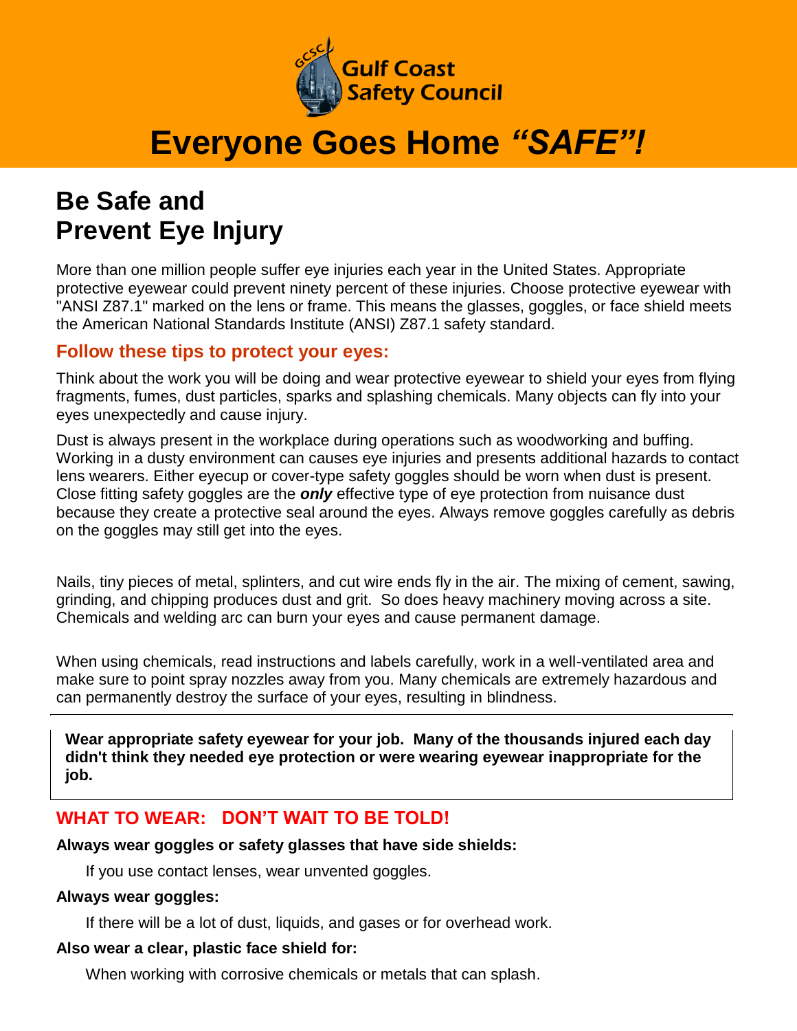Gulf Coast Safety Council

# Everyone Goes Home *“SAFE”!*

## Be Safe and Prevent Eye Injury

More than one million people suffer eye injuries each year in the United States. Appropriate protective eyewear could prevent ninety percent of these injuries. Choose protective eyewear with "ANSI Z87.1" marked on the lens or frame. This means the glasses, goggles, or face shield meets the American National Standards Institute (ANSI) Z87.1 safety standard.

### Follow these tips to protect your eyes:

Think about the work you will be doing and wear protective eyewear to shield your eyes from flying fragments, fumes, dust particles, sparks and splashing chemicals. Many objects can fly into your eyes unexpectedly and cause injury.

Dust is always present in the workplace during operations such as woodworking and buffing. Working in a dusty environment can causes eye injuries and presents additional hazards to contact lens wearers. Either eyecup or cover-type safety goggles should be worn when dust is present. Close fitting safety goggles are the ***only*** effective type of eye protection from nuisance dust because they create a protective seal around the eyes. Always remove goggles carefully as debris on the goggles may still get into the eyes.

Nails, tiny pieces of metal, splinters, and cut wire ends fly in the air. The mixing of cement, sawing, grinding, and chipping produces dust and grit. So does heavy machinery moving across a site. Chemicals and welding arc can burn your eyes and cause permanent damage.

When using chemicals, read instructions and labels carefully, work in a well-ventilated area and make sure to point spray nozzles away from you. Many chemicals are extremely hazardous and can permanently destroy the surface of your eyes, resulting in blindness.

**Wear appropriate safety eyewear for your job. Many of the thousands injured each day didn't think they needed eye protection or were wearing eyewear inappropriate for the job.**

### WHAT TO WEAR: DON’T WAIT TO BE TOLD!

**Always wear goggles or safety glasses that have side shields:**

If you use contact lenses, wear unvented goggles.

**Always wear goggles:**

If there will be a lot of dust, liquids, and gases or for overhead work.

**Also wear a clear, plastic face shield for:**

When working with corrosive chemicals or metals that can splash.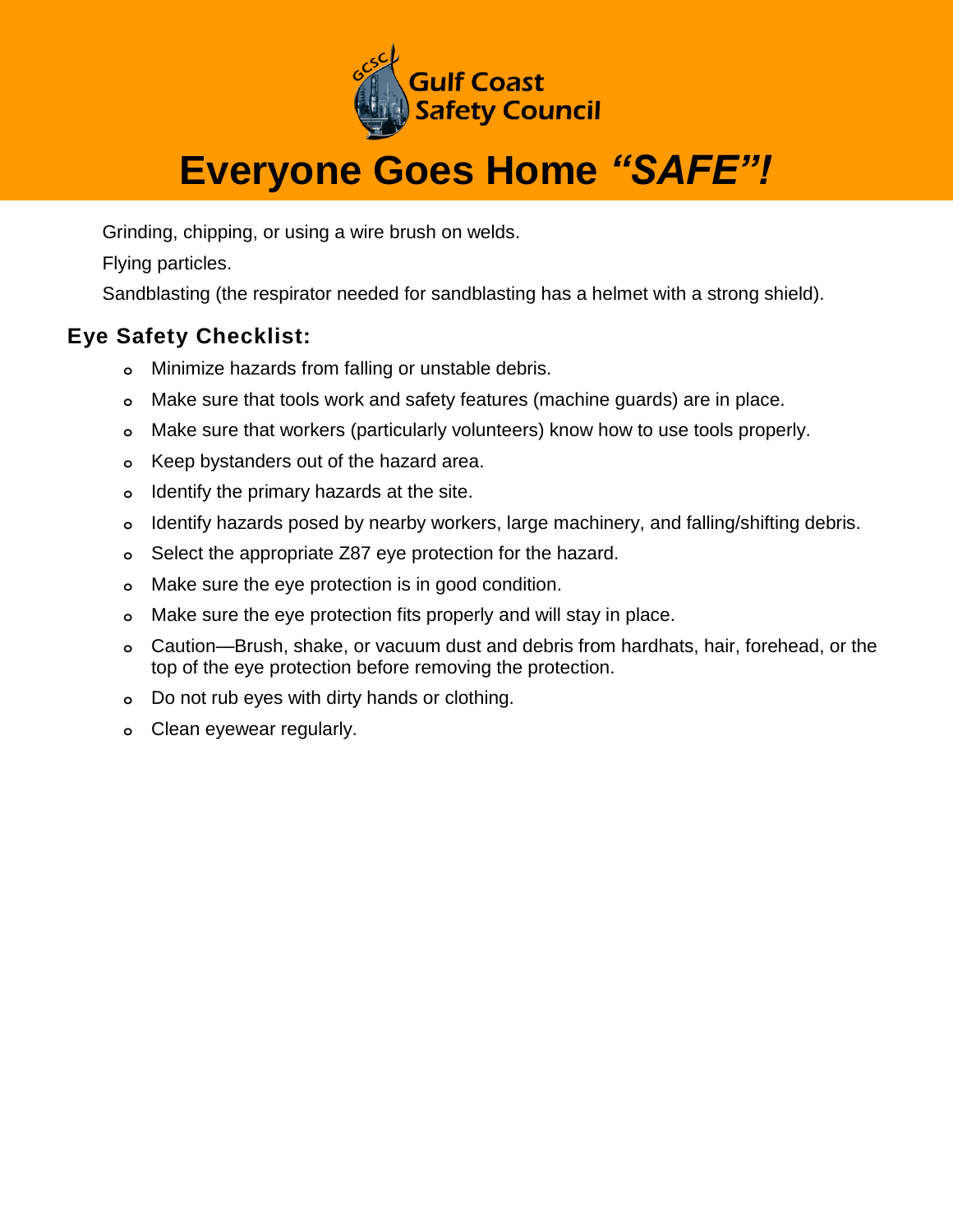Grinding, chipping, or using a wire brush on welds.

Flying particles.

Sandblasting (the respirator needed for sandblasting has a helmet with a strong shield).

## Eye Safety Checklist:

- Minimize hazards from falling or unstable debris.
- Make sure that tools work and safety features (machine guards) are in place.
- Make sure that workers (particularly volunteers) know how to use tools properly.
- Keep bystanders out of the hazard area.
- Identify the primary hazards at the site.
- Identify hazards posed by nearby workers, large machinery, and falling/shifting debris.
- Select the appropriate Z87 eye protection for the hazard.
- Make sure the eye protection is in good condition.
- Make sure the eye protection fits properly and will stay in place.
- Caution—Brush, shake, or vacuum dust and debris from hardhats, hair, forehead, or the top of the eye protection before removing the protection.
- Do not rub eyes with dirty hands or clothing.
- Clean eyewear regularly.